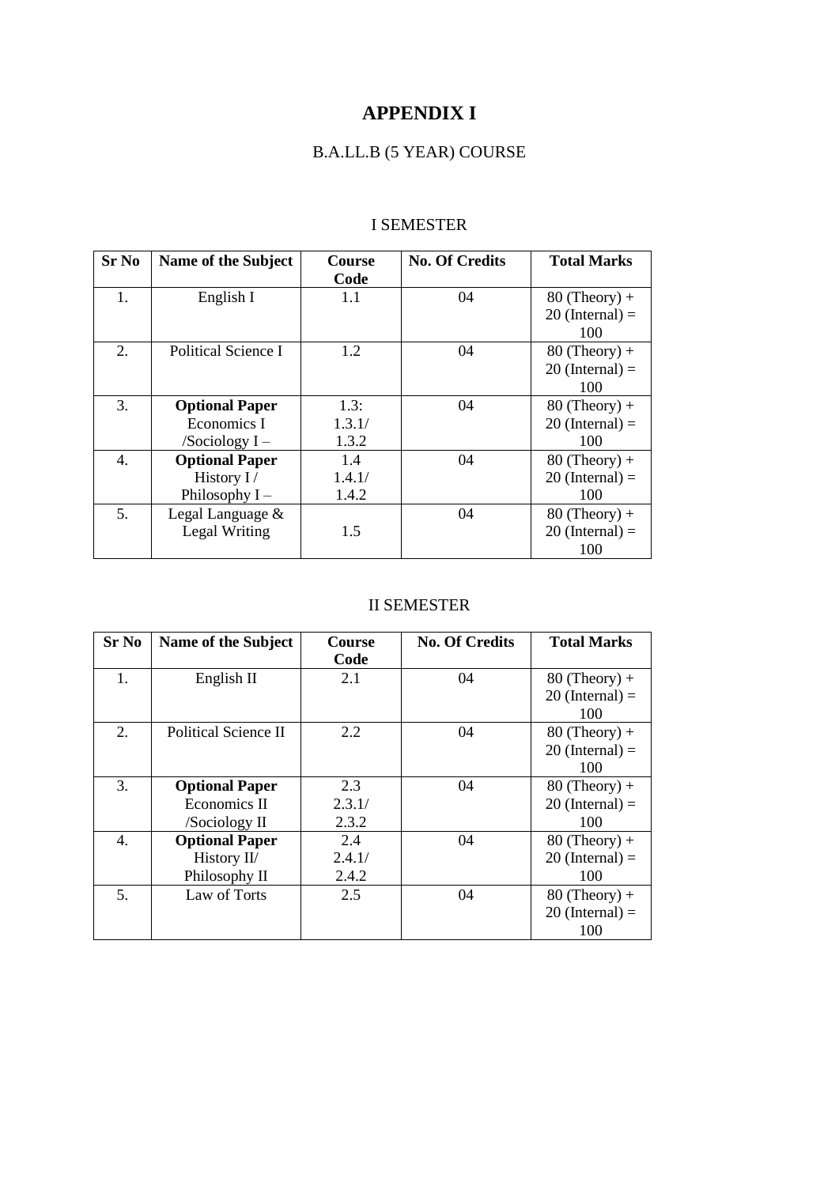# APPENDIX I

## B.A.LL.B (5 YEAR) COURSE

### I SEMESTER

| Sr No | Name of the Subject | Course Code | No. Of Credits | Total Marks |
|---|---|---|---|---|
| 1. | English I | 1.1 | 04 | 80 (Theory) + 20 (Internal) = 100 |
| 2. | Political Science I | 1.2 | 04 | 80 (Theory) + 20 (Internal) = 100 |
| 3. | **Optional Paper** Economics I /Sociology I – | 1.3: 1.3.1/ 1.3.2 | 04 | 80 (Theory) + 20 (Internal) = 100 |
| 4. | **Optional Paper** History I / Philosophy I – | 1.4 1.4.1/ 1.4.2 | 04 | 80 (Theory) + 20 (Internal) = 100 |
| 5. | Legal Language & Legal Writing | 1.5 | 04 | 80 (Theory) + 20 (Internal) = 100 |

### II SEMESTER

| Sr No | Name of the Subject | Course Code | No. Of Credits | Total Marks |
|---|---|---|---|---|
| 1. | English II | 2.1 | 04 | 80 (Theory) + 20 (Internal) = 100 |
| 2. | Political Science II | 2.2 | 04 | 80 (Theory) + 20 (Internal) = 100 |
| 3. | **Optional Paper** Economics II /Sociology II | 2.3 2.3.1/ 2.3.2 | 04 | 80 (Theory) + 20 (Internal) = 100 |
| 4. | **Optional Paper** History II/ Philosophy II | 2.4 2.4.1/ 2.4.2 | 04 | 80 (Theory) + 20 (Internal) = 100 |
| 5. | Law of Torts | 2.5 | 04 | 80 (Theory) + 20 (Internal) = 100 |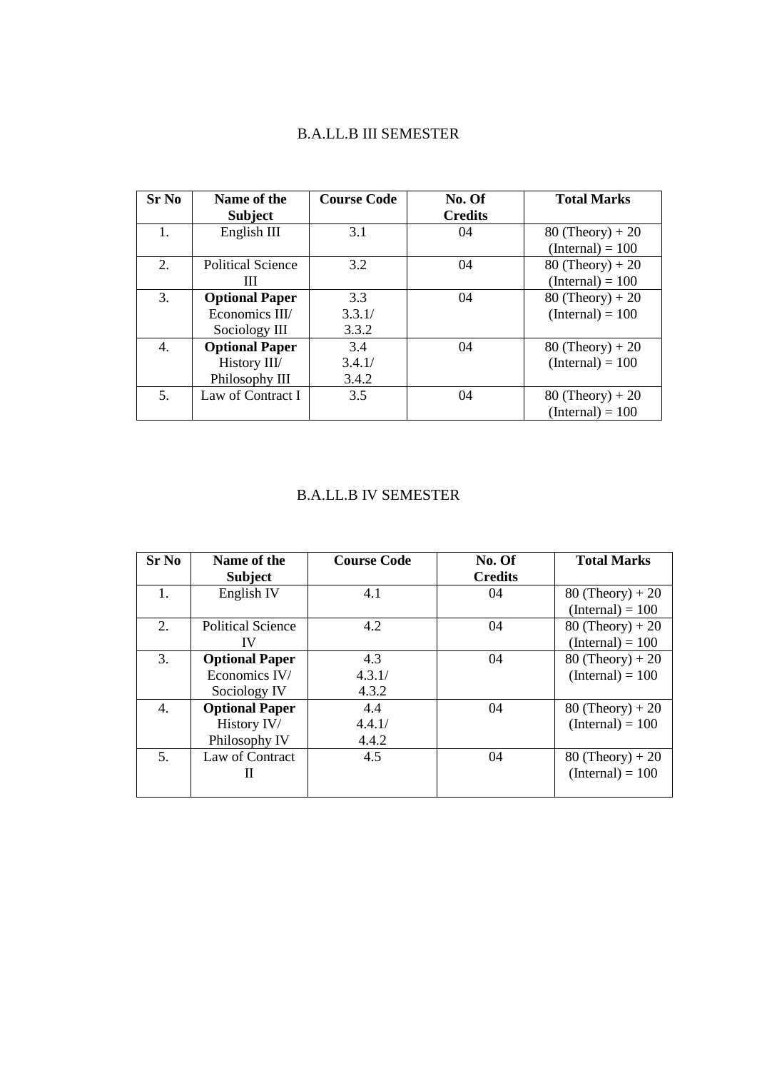## B.A.LL.B III SEMESTER

| Sr No | Name of the Subject | Course Code | No. Of Credits | Total Marks |
|---|---|---|---|---|
| 1. | English III | 3.1 | 04 | 80 (Theory) + 20 (Internal) = 100 |
| 2. | Political Science III | 3.2 | 04 | 80 (Theory) + 20 (Internal) = 100 |
| 3. | **Optional Paper** Economics III/ Sociology III | 3.3 3.3.1/ 3.3.2 | 04 | 80 (Theory) + 20 (Internal) = 100 |
| 4. | **Optional Paper** History III/ Philosophy III | 3.4 3.4.1/ 3.4.2 | 04 | 80 (Theory) + 20 (Internal) = 100 |
| 5. | Law of Contract I | 3.5 | 04 | 80 (Theory) + 20 (Internal) = 100 |

## B.A.LL.B IV SEMESTER

| Sr No | Name of the Subject | Course Code | No. Of Credits | Total Marks |
|---|---|---|---|---|
| 1. | English IV | 4.1 | 04 | 80 (Theory) + 20 (Internal) = 100 |
| 2. | Political Science IV | 4.2 | 04 | 80 (Theory) + 20 (Internal) = 100 |
| 3. | **Optional Paper** Economics IV/ Sociology IV | 4.3 4.3.1/ 4.3.2 | 04 | 80 (Theory) + 20 (Internal) = 100 |
| 4. | **Optional Paper** History IV/ Philosophy IV | 4.4 4.4.1/ 4.4.2 | 04 | 80 (Theory) + 20 (Internal) = 100 |
| 5. | Law of Contract II | 4.5 | 04 | 80 (Theory) + 20 (Internal) = 100 |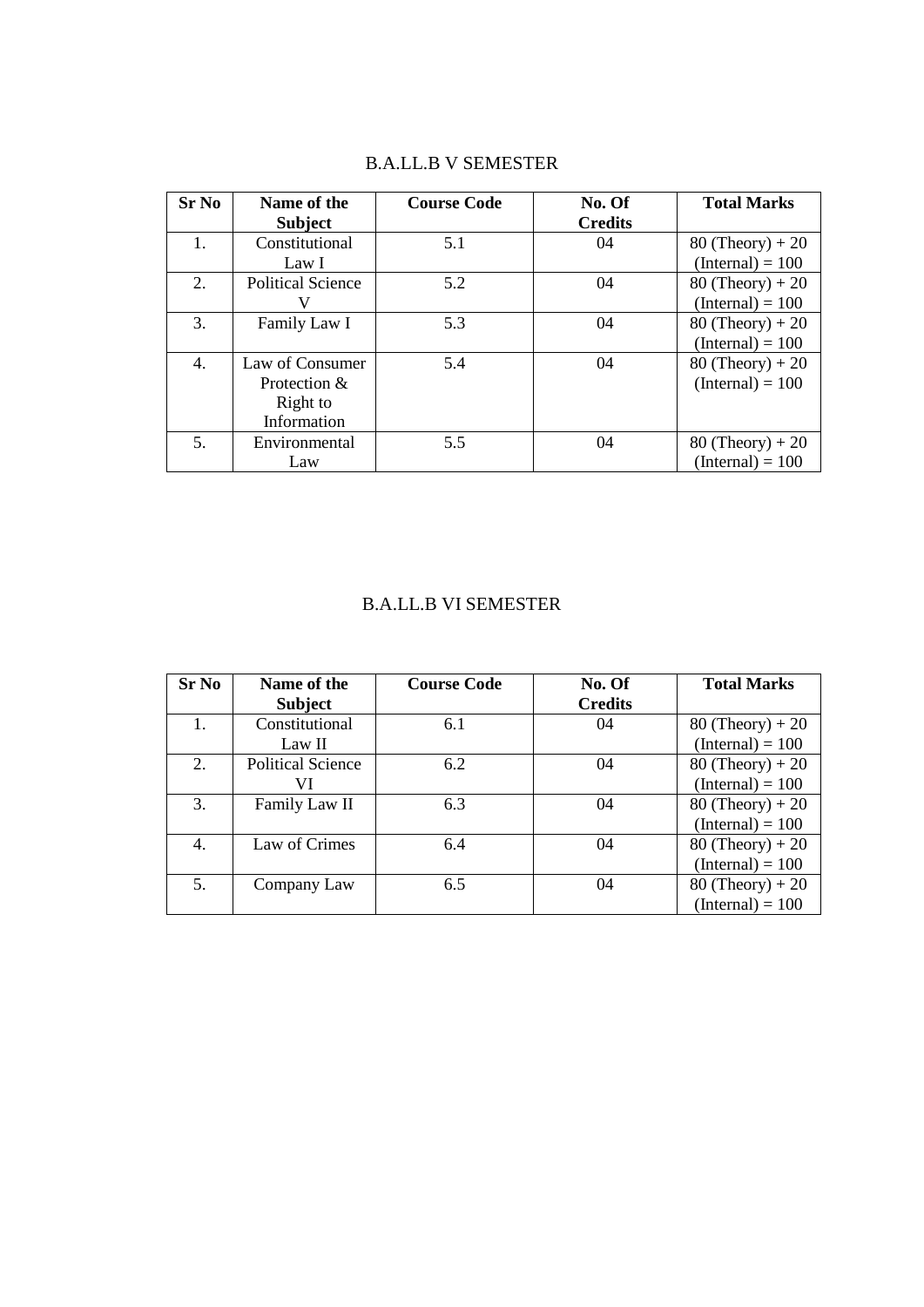## B.A.LL.B V SEMESTER

| Sr No | Name of the Subject | Course Code | No. Of Credits | Total Marks |
|---|---|---|---|---|
| 1. | Constitutional Law I | 5.1 | 04 | 80 (Theory) + 20 (Internal) = 100 |
| 2. | Political Science V | 5.2 | 04 | 80 (Theory) + 20 (Internal) = 100 |
| 3. | Family Law I | 5.3 | 04 | 80 (Theory) + 20 (Internal) = 100 |
| 4. | Law of Consumer Protection & Right to Information | 5.4 | 04 | 80 (Theory) + 20 (Internal) = 100 |
| 5. | Environmental Law | 5.5 | 04 | 80 (Theory) + 20 (Internal) = 100 |

## B.A.LL.B VI SEMESTER

| Sr No | Name of the Subject | Course Code | No. Of Credits | Total Marks |
|---|---|---|---|---|
| 1. | Constitutional Law II | 6.1 | 04 | 80 (Theory) + 20 (Internal) = 100 |
| 2. | Political Science VI | 6.2 | 04 | 80 (Theory) + 20 (Internal) = 100 |
| 3. | Family Law II | 6.3 | 04 | 80 (Theory) + 20 (Internal) = 100 |
| 4. | Law of Crimes | 6.4 | 04 | 80 (Theory) + 20 (Internal) = 100 |
| 5. | Company Law | 6.5 | 04 | 80 (Theory) + 20 (Internal) = 100 |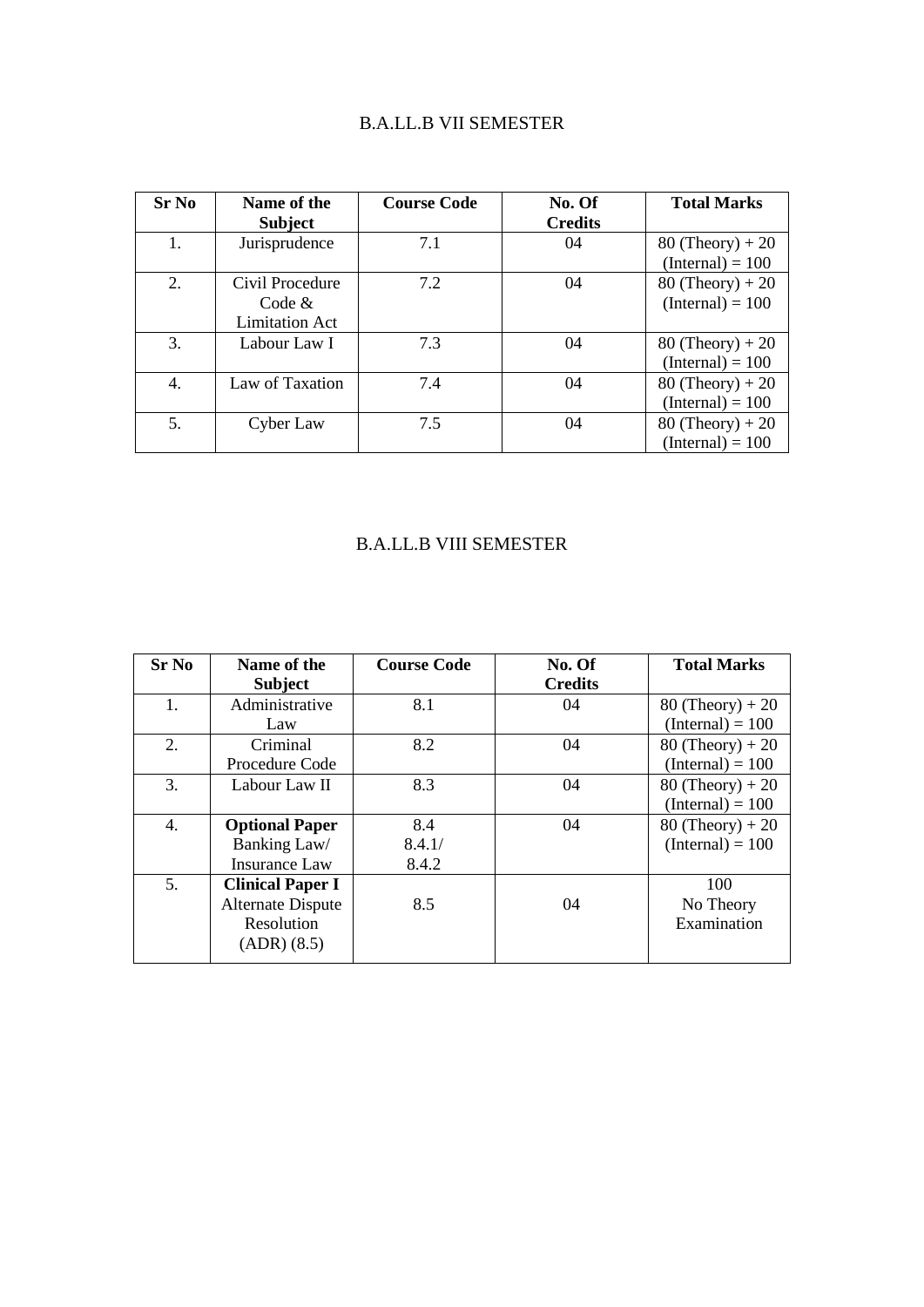## B.A.LL.B VII SEMESTER

| Sr No | Name of the Subject | Course Code | No. Of Credits | Total Marks |
|---|---|---|---|---|
| 1. | Jurisprudence | 7.1 | 04 | 80 (Theory) + 20 (Internal) = 100 |
| 2. | Civil Procedure Code & Limitation Act | 7.2 | 04 | 80 (Theory) + 20 (Internal) = 100 |
| 3. | Labour Law I | 7.3 | 04 | 80 (Theory) + 20 (Internal) = 100 |
| 4. | Law of Taxation | 7.4 | 04 | 80 (Theory) + 20 (Internal) = 100 |
| 5. | Cyber Law | 7.5 | 04 | 80 (Theory) + 20 (Internal) = 100 |

## B.A.LL.B VIII SEMESTER

| Sr No | Name of the Subject | Course Code | No. Of Credits | Total Marks |
|---|---|---|---|---|
| 1. | Administrative Law | 8.1 | 04 | 80 (Theory) + 20 (Internal) = 100 |
| 2. | Criminal Procedure Code | 8.2 | 04 | 80 (Theory) + 20 (Internal) = 100 |
| 3. | Labour Law II | 8.3 | 04 | 80 (Theory) + 20 (Internal) = 100 |
| 4. | **Optional Paper** Banking Law/ Insurance Law | 8.4 8.4.1/ 8.4.2 | 04 | 80 (Theory) + 20 (Internal) = 100 |
| 5. | **Clinical Paper I** Alternate Dispute Resolution (ADR) (8.5) | 8.5 | 04 | 100 No Theory Examination |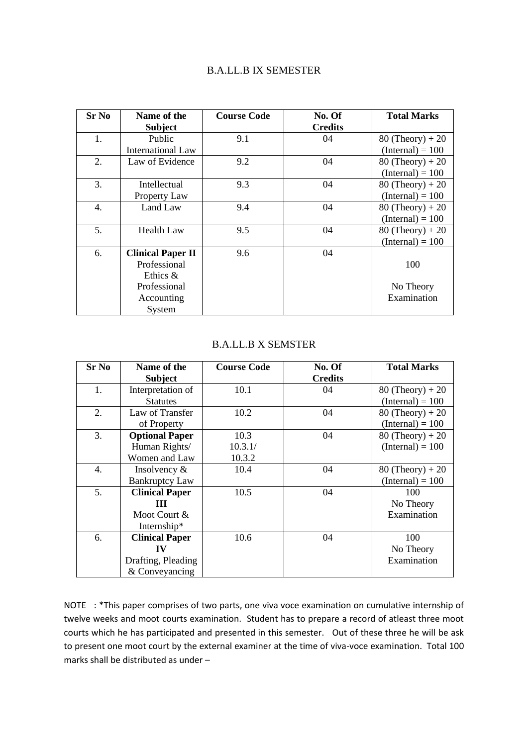## B.A.LL.B IX SEMESTER

| Sr No | Name of the Subject | Course Code | No. Of Credits | Total Marks |
|---|---|---|---|---|
| 1. | Public International Law | 9.1 | 04 | 80 (Theory) + 20 (Internal) = 100 |
| 2. | Law of Evidence | 9.2 | 04 | 80 (Theory) + 20 (Internal) = 100 |
| 3. | Intellectual Property Law | 9.3 | 04 | 80 (Theory) + 20 (Internal) = 100 |
| 4. | Land Law | 9.4 | 04 | 80 (Theory) + 20 (Internal) = 100 |
| 5. | Health Law | 9.5 | 04 | 80 (Theory) + 20 (Internal) = 100 |
| 6. | **Clinical Paper II** Professional Ethics & Professional Accounting System | 9.6 | 04 | 100 No Theory Examination |

## B.A.LL.B X SEMSTER

| Sr No | Name of the Subject | Course Code | No. Of Credits | Total Marks |
|---|---|---|---|---|
| 1. | Interpretation of Statutes | 10.1 | 04 | 80 (Theory) + 20 (Internal) = 100 |
| 2. | Law of Transfer of Property | 10.2 | 04 | 80 (Theory) + 20 (Internal) = 100 |
| 3. | **Optional Paper** Human Rights/ Women and Law | 10.3 10.3.1/ 10.3.2 | 04 | 80 (Theory) + 20 (Internal) = 100 |
| 4. | Insolvency & Bankruptcy Law | 10.4 | 04 | 80 (Theory) + 20 (Internal) = 100 |
| 5. | **Clinical Paper III** Moot Court & Internship* | 10.5 | 04 | 100 No Theory Examination |
| 6. | **Clinical Paper IV** Drafting, Pleading & Conveyancing | 10.6 | 04 | 100 No Theory Examination |

NOTE : *This paper comprises of two parts, one viva voce examination on cumulative internship of twelve weeks and moot courts examination. Student has to prepare a record of atleast three moot courts which he has participated and presented in this semester. Out of these three he will be ask to present one moot court by the external examiner at the time of viva-voce examination. Total 100 marks shall be distributed as under –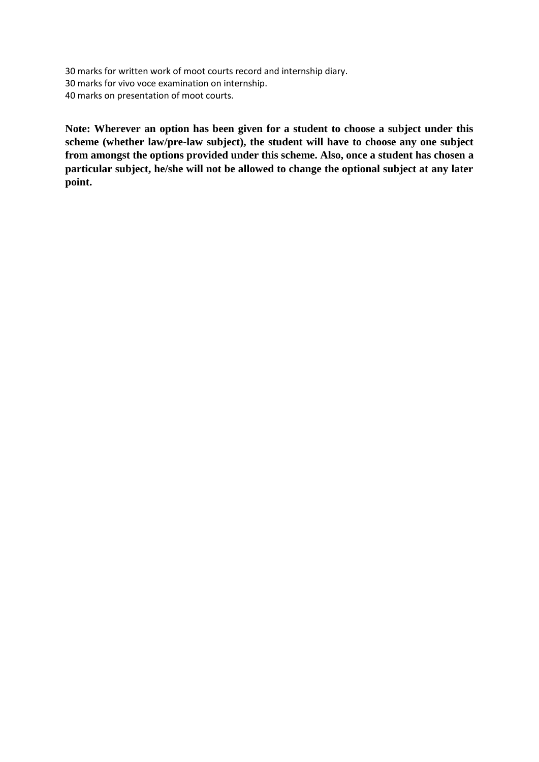30 marks for written work of moot courts record and internship diary.
30 marks for vivo voce examination on internship.
40 marks on presentation of moot courts.

**Note: Wherever an option has been given for a student to choose a subject under this scheme (whether law/pre-law subject), the student will have to choose any one subject from amongst the options provided under this scheme. Also, once a student has chosen a particular subject, he/she will not be allowed to change the optional subject at any later point.**